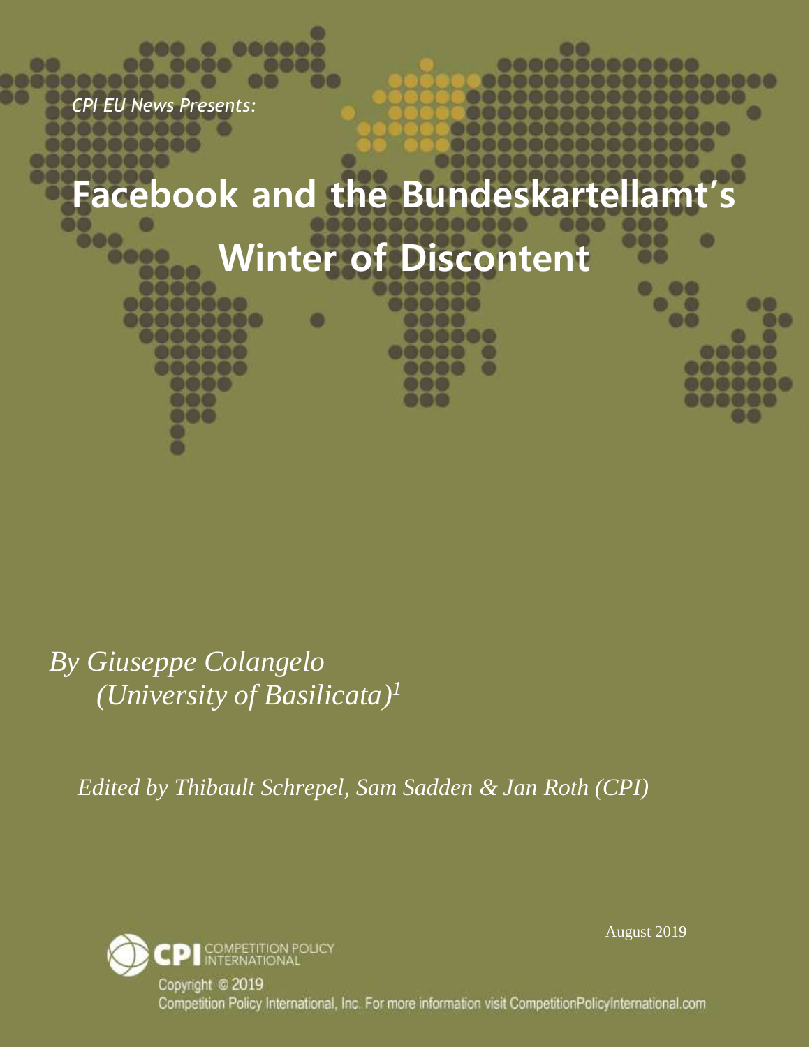*CPI EU News Presents:*

# Facebook and the Bundeskartellamt's Winter of Discontent

*By Giuseppe Colangelo (University of Basilicata)*[1]

*Edited by Thibault Schrepel, Sam Sadden & Jan Roth (CPI)*

August 2019

Copyright © 2019
Competition Policy International, Inc. For more information visit CompetitionPolicyInternational.com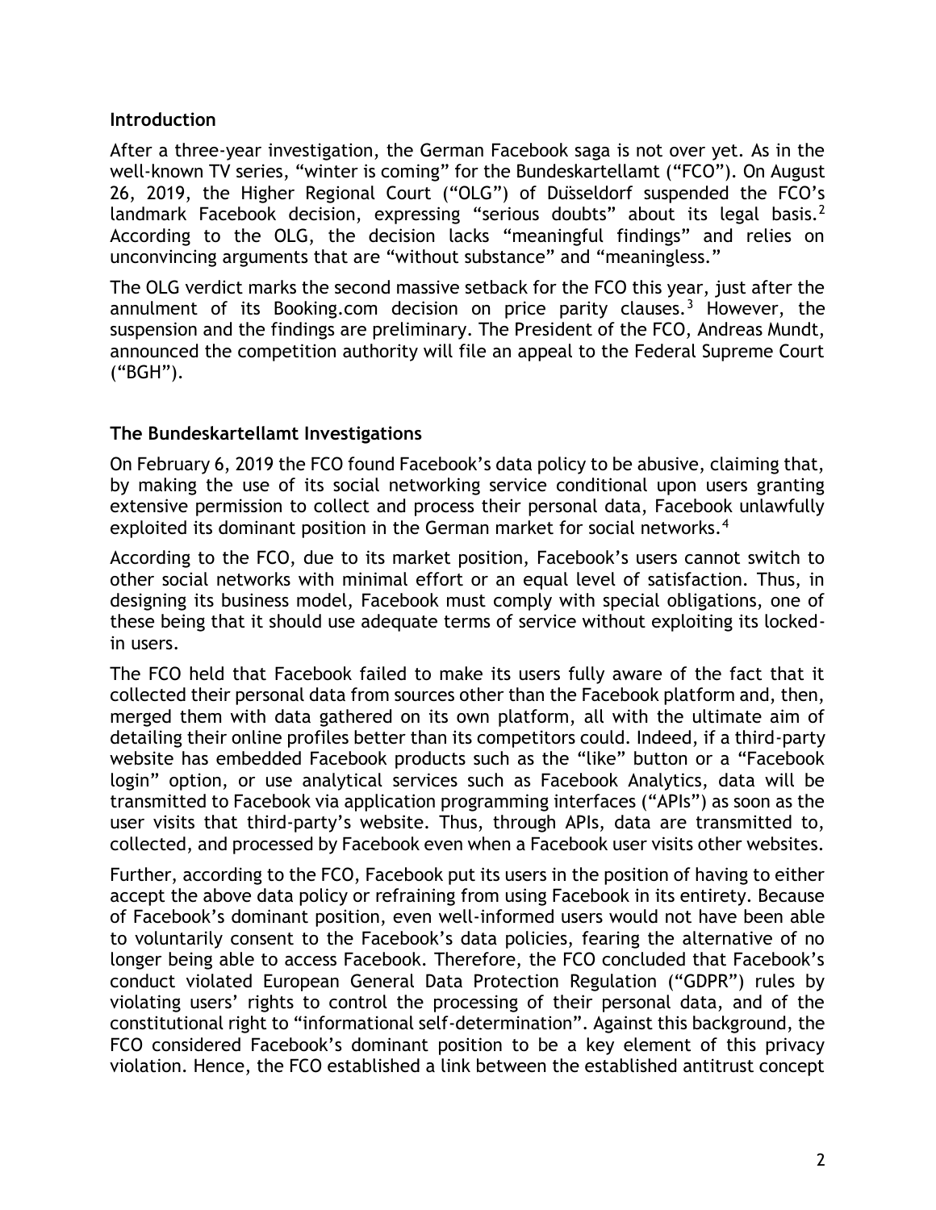## Introduction

After a three-year investigation, the German Facebook saga is not over yet. As in the well-known TV series, "winter is coming" for the Bundeskartellamt ("FCO"). On August 26, 2019, the Higher Regional Court ("OLG") of Düsseldorf suspended the FCO's landmark Facebook decision, expressing "serious doubts" about its legal basis.[2] According to the OLG, the decision lacks "meaningful findings" and relies on unconvincing arguments that are "without substance" and "meaningless."

The OLG verdict marks the second massive setback for the FCO this year, just after the annulment of its Booking.com decision on price parity clauses.[3] However, the suspension and the findings are preliminary. The President of the FCO, Andreas Mundt, announced the competition authority will file an appeal to the Federal Supreme Court ("BGH").

## The Bundeskartellamt Investigations

On February 6, 2019 the FCO found Facebook's data policy to be abusive, claiming that, by making the use of its social networking service conditional upon users granting extensive permission to collect and process their personal data, Facebook unlawfully exploited its dominant position in the German market for social networks.[4]

According to the FCO, due to its market position, Facebook's users cannot switch to other social networks with minimal effort or an equal level of satisfaction. Thus, in designing its business model, Facebook must comply with special obligations, one of these being that it should use adequate terms of service without exploiting its locked-in users.

The FCO held that Facebook failed to make its users fully aware of the fact that it collected their personal data from sources other than the Facebook platform and, then, merged them with data gathered on its own platform, all with the ultimate aim of detailing their online profiles better than its competitors could. Indeed, if a third-party website has embedded Facebook products such as the "like" button or a "Facebook login" option, or use analytical services such as Facebook Analytics, data will be transmitted to Facebook via application programming interfaces ("APIs") as soon as the user visits that third-party's website. Thus, through APIs, data are transmitted to, collected, and processed by Facebook even when a Facebook user visits other websites.

Further, according to the FCO, Facebook put its users in the position of having to either accept the above data policy or refraining from using Facebook in its entirety. Because of Facebook's dominant position, even well-informed users would not have been able to voluntarily consent to the Facebook's data policies, fearing the alternative of no longer being able to access Facebook. Therefore, the FCO concluded that Facebook's conduct violated European General Data Protection Regulation ("GDPR") rules by violating users' rights to control the processing of their personal data, and of the constitutional right to "informational self-determination". Against this background, the FCO considered Facebook's dominant position to be a key element of this privacy violation. Hence, the FCO established a link between the established antitrust concept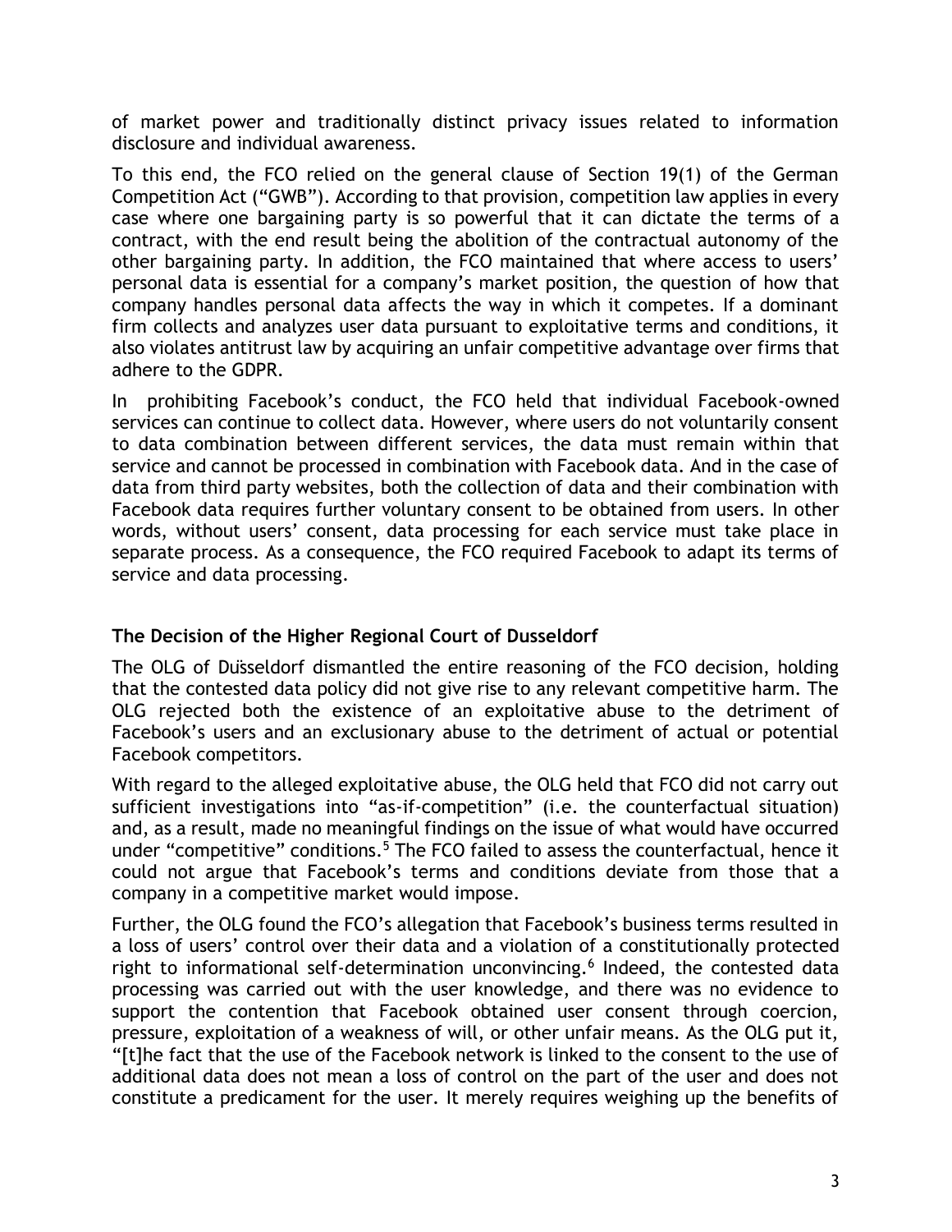of market power and traditionally distinct privacy issues related to information disclosure and individual awareness.

To this end, the FCO relied on the general clause of Section 19(1) of the German Competition Act ("GWB"). According to that provision, competition law applies in every case where one bargaining party is so powerful that it can dictate the terms of a contract, with the end result being the abolition of the contractual autonomy of the other bargaining party. In addition, the FCO maintained that where access to users' personal data is essential for a company's market position, the question of how that company handles personal data affects the way in which it competes. If a dominant firm collects and analyzes user data pursuant to exploitative terms and conditions, it also violates antitrust law by acquiring an unfair competitive advantage over firms that adhere to the GDPR.

In prohibiting Facebook's conduct, the FCO held that individual Facebook-owned services can continue to collect data. However, where users do not voluntarily consent to data combination between different services, the data must remain within that service and cannot be processed in combination with Facebook data. And in the case of data from third party websites, both the collection of data and their combination with Facebook data requires further voluntary consent to be obtained from users. In other words, without users' consent, data processing for each service must take place in separate process. As a consequence, the FCO required Facebook to adapt its terms of service and data processing.

### The Decision of the Higher Regional Court of Dusseldorf

The OLG of Düsseldorf dismantled the entire reasoning of the FCO decision, holding that the contested data policy did not give rise to any relevant competitive harm. The OLG rejected both the existence of an exploitative abuse to the detriment of Facebook's users and an exclusionary abuse to the detriment of actual or potential Facebook competitors.

With regard to the alleged exploitative abuse, the OLG held that FCO did not carry out sufficient investigations into "as-if-competition" (i.e. the counterfactual situation) and, as a result, made no meaningful findings on the issue of what would have occurred under "competitive" conditions.[5] The FCO failed to assess the counterfactual, hence it could not argue that Facebook's terms and conditions deviate from those that a company in a competitive market would impose.

Further, the OLG found the FCO's allegation that Facebook's business terms resulted in a loss of users' control over their data and a violation of a constitutionally protected right to informational self-determination unconvincing.[6] Indeed, the contested data processing was carried out with the user knowledge, and there was no evidence to support the contention that Facebook obtained user consent through coercion, pressure, exploitation of a weakness of will, or other unfair means. As the OLG put it, "[t]he fact that the use of the Facebook network is linked to the consent to the use of additional data does not mean a loss of control on the part of the user and does not constitute a predicament for the user. It merely requires weighing up the benefits of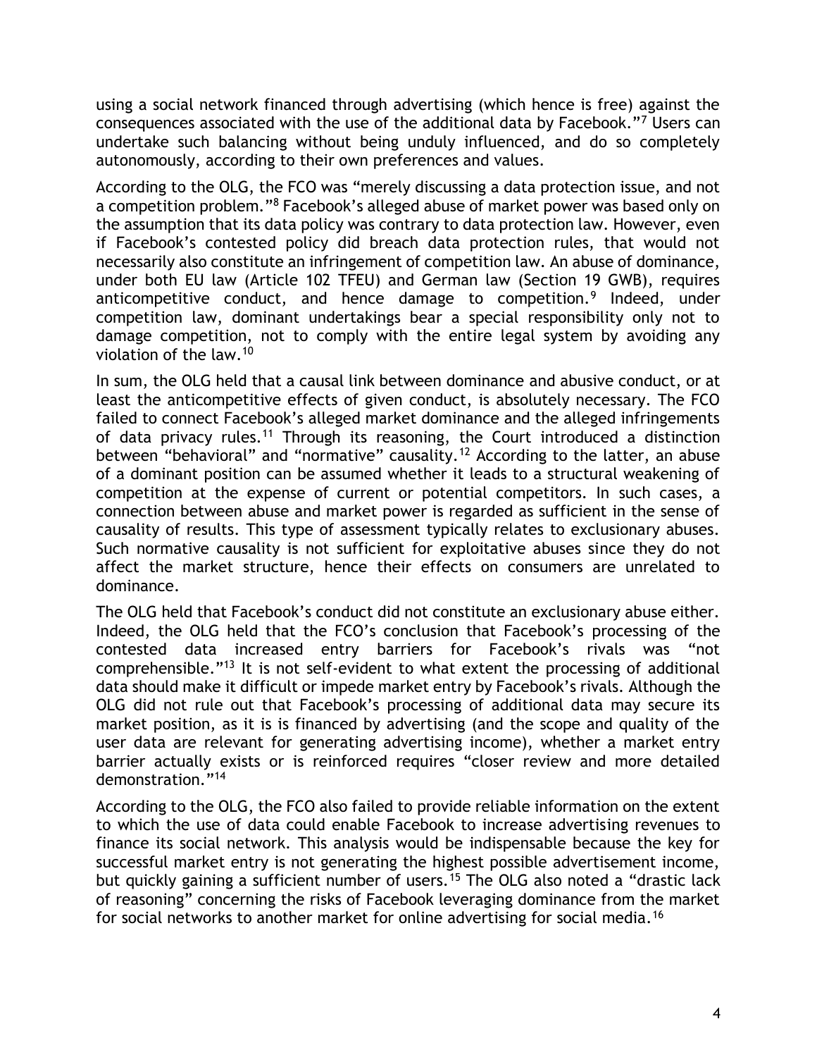using a social network financed through advertising (which hence is free) against the consequences associated with the use of the additional data by Facebook."[7] Users can undertake such balancing without being unduly influenced, and do so completely autonomously, according to their own preferences and values.

According to the OLG, the FCO was "merely discussing a data protection issue, and not a competition problem."[8] Facebook's alleged abuse of market power was based only on the assumption that its data policy was contrary to data protection law. However, even if Facebook's contested policy did breach data protection rules, that would not necessarily also constitute an infringement of competition law. An abuse of dominance, under both EU law (Article 102 TFEU) and German law (Section 19 GWB), requires anticompetitive conduct, and hence damage to competition.[9] Indeed, under competition law, dominant undertakings bear a special responsibility only not to damage competition, not to comply with the entire legal system by avoiding any violation of the law.[10]

In sum, the OLG held that a causal link between dominance and abusive conduct, or at least the anticompetitive effects of given conduct, is absolutely necessary. The FCO failed to connect Facebook's alleged market dominance and the alleged infringements of data privacy rules.[11] Through its reasoning, the Court introduced a distinction between "behavioral" and "normative" causality.[12] According to the latter, an abuse of a dominant position can be assumed whether it leads to a structural weakening of competition at the expense of current or potential competitors. In such cases, a connection between abuse and market power is regarded as sufficient in the sense of causality of results. This type of assessment typically relates to exclusionary abuses. Such normative causality is not sufficient for exploitative abuses since they do not affect the market structure, hence their effects on consumers are unrelated to dominance.

The OLG held that Facebook's conduct did not constitute an exclusionary abuse either. Indeed, the OLG held that the FCO's conclusion that Facebook's processing of the contested data increased entry barriers for Facebook's rivals was "not comprehensible."[13] It is not self-evident to what extent the processing of additional data should make it difficult or impede market entry by Facebook's rivals. Although the OLG did not rule out that Facebook's processing of additional data may secure its market position, as it is is financed by advertising (and the scope and quality of the user data are relevant for generating advertising income), whether a market entry barrier actually exists or is reinforced requires "closer review and more detailed demonstration."[14]

According to the OLG, the FCO also failed to provide reliable information on the extent to which the use of data could enable Facebook to increase advertising revenues to finance its social network. This analysis would be indispensable because the key for successful market entry is not generating the highest possible advertisement income, but quickly gaining a sufficient number of users.[15] The OLG also noted a "drastic lack of reasoning" concerning the risks of Facebook leveraging dominance from the market for social networks to another market for online advertising for social media.[16]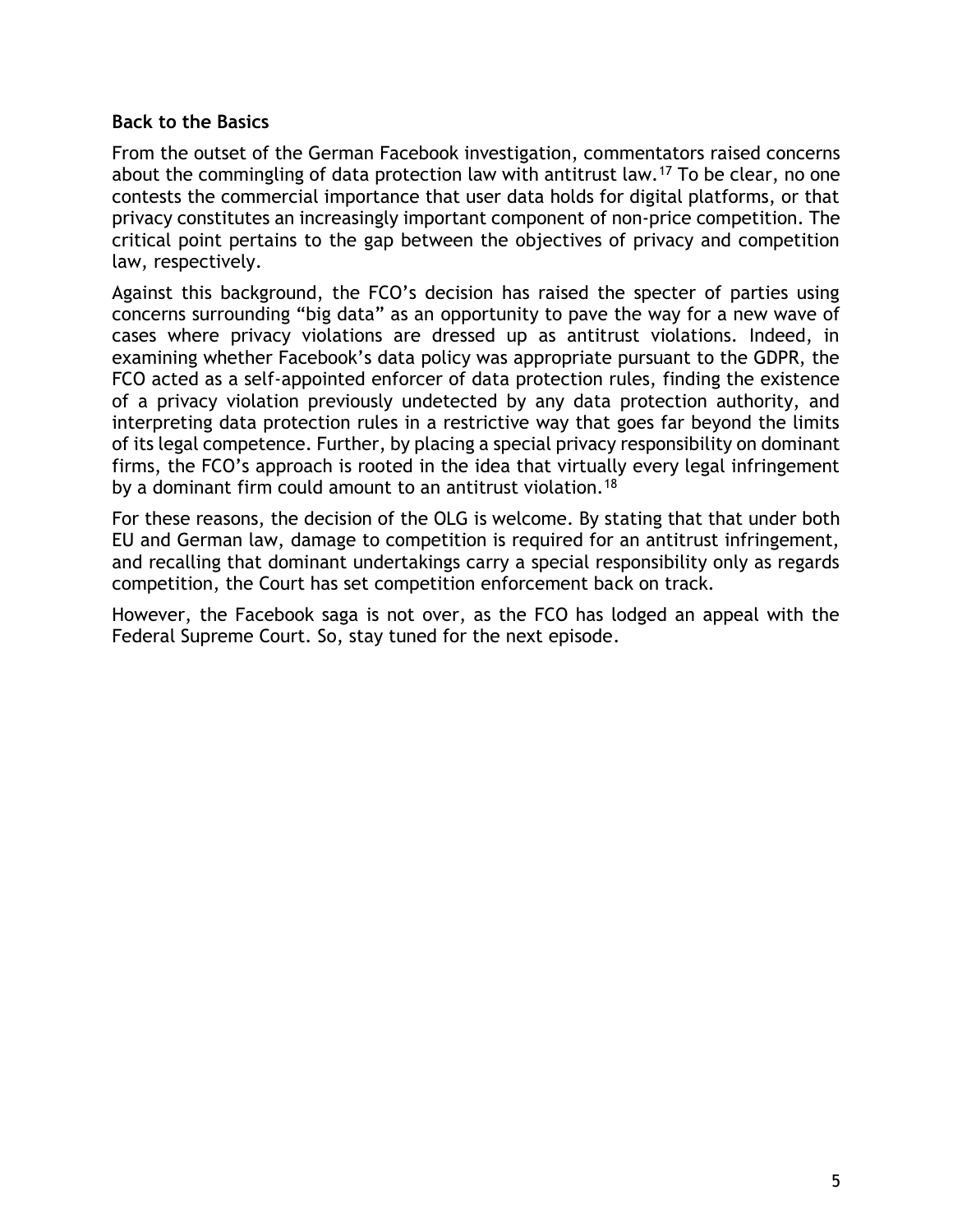**Back to the Basics**

From the outset of the German Facebook investigation, commentators raised concerns about the commingling of data protection law with antitrust law.[17] To be clear, no one contests the commercial importance that user data holds for digital platforms, or that privacy constitutes an increasingly important component of non-price competition. The critical point pertains to the gap between the objectives of privacy and competition law, respectively.

Against this background, the FCO's decision has raised the specter of parties using concerns surrounding "big data" as an opportunity to pave the way for a new wave of cases where privacy violations are dressed up as antitrust violations. Indeed, in examining whether Facebook's data policy was appropriate pursuant to the GDPR, the FCO acted as a self-appointed enforcer of data protection rules, finding the existence of a privacy violation previously undetected by any data protection authority, and interpreting data protection rules in a restrictive way that goes far beyond the limits of its legal competence. Further, by placing a special privacy responsibility on dominant firms, the FCO's approach is rooted in the idea that virtually every legal infringement by a dominant firm could amount to an antitrust violation.[18]

For these reasons, the decision of the OLG is welcome. By stating that that under both EU and German law, damage to competition is required for an antitrust infringement, and recalling that dominant undertakings carry a special responsibility only as regards competition, the Court has set competition enforcement back on track.

However, the Facebook saga is not over, as the FCO has lodged an appeal with the Federal Supreme Court. So, stay tuned for the next episode.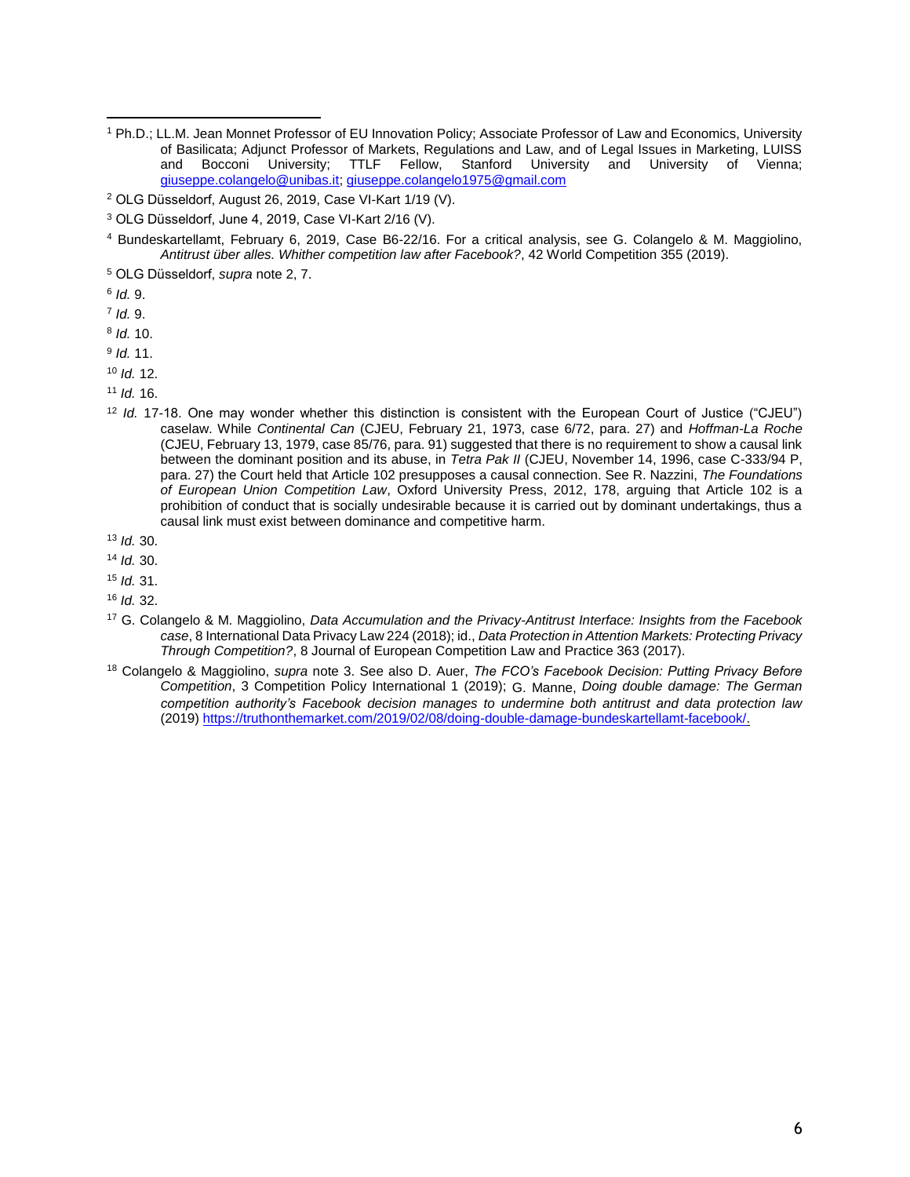[1] Ph.D.; LL.M. Jean Monnet Professor of EU Innovation Policy; Associate Professor of Law and Economics, University of Basilicata; Adjunct Professor of Markets, Regulations and Law, and of Legal Issues in Marketing, LUISS and Bocconi University; TTLF Fellow, Stanford University and University of Vienna; giuseppe.colangelo@unibas.it; giuseppe.colangelo1975@gmail.com

[2] OLG Düsseldorf, August 26, 2019, Case VI-Kart 1/19 (V).

[3] OLG Düsseldorf, June 4, 2019, Case VI-Kart 2/16 (V).

[4] Bundeskartellamt, February 6, 2019, Case B6-22/16. For a critical analysis, see G. Colangelo & M. Maggiolino, *Antitrust über alles. Whither competition law after Facebook?*, 42 World Competition 355 (2019).

[5] OLG Düsseldorf, *supra* note 2, 7.

[6] *Id.* 9.

[7] *Id.* 9.

[8] *Id.* 10.

[9] *Id.* 11.

[10] *Id.* 12.

[11] *Id.* 16.

[12] *Id.* 17-18. One may wonder whether this distinction is consistent with the European Court of Justice ("CJEU") caselaw. While *Continental Can* (CJEU, February 21, 1973, case 6/72, para. 27) and *Hoffman-La Roche* (CJEU, February 13, 1979, case 85/76, para. 91) suggested that there is no requirement to show a causal link between the dominant position and its abuse, in *Tetra Pak II* (CJEU, November 14, 1996, case C-333/94 P, para. 27) the Court held that Article 102 presupposes a causal connection. See R. Nazzini, *The Foundations of European Union Competition Law*, Oxford University Press, 2012, 178, arguing that Article 102 is a prohibition of conduct that is socially undesirable because it is carried out by dominant undertakings, thus a causal link must exist between dominance and competitive harm.

[13] *Id.* 30.

[14] *Id.* 30.

[15] *Id.* 31.

[16] *Id.* 32.

[17] G. Colangelo & M. Maggiolino, *Data Accumulation and the Privacy-Antitrust Interface: Insights from the Facebook case*, 8 International Data Privacy Law 224 (2018); id., *Data Protection in Attention Markets: Protecting Privacy Through Competition?*, 8 Journal of European Competition Law and Practice 363 (2017).

[18] Colangelo & Maggiolino, *supra* note 3. See also D. Auer, *The FCO's Facebook Decision: Putting Privacy Before Competition*, 3 Competition Policy International 1 (2019); G. Manne, *Doing double damage: The German competition authority's Facebook decision manages to undermine both antitrust and data protection law* (2019) https://truthonthemarket.com/2019/02/08/doing-double-damage-bundeskartellamt-facebook/.